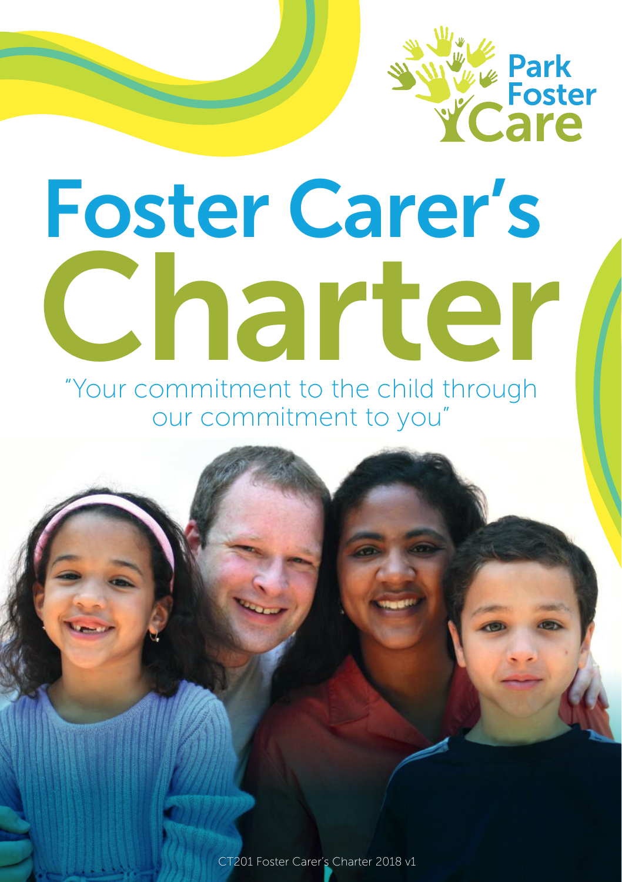Park Foster Care

# Foster Carer's Charter

"Your commitment to the child through our commitment to you"

CT201 Foster Carer's Charter 2018 v1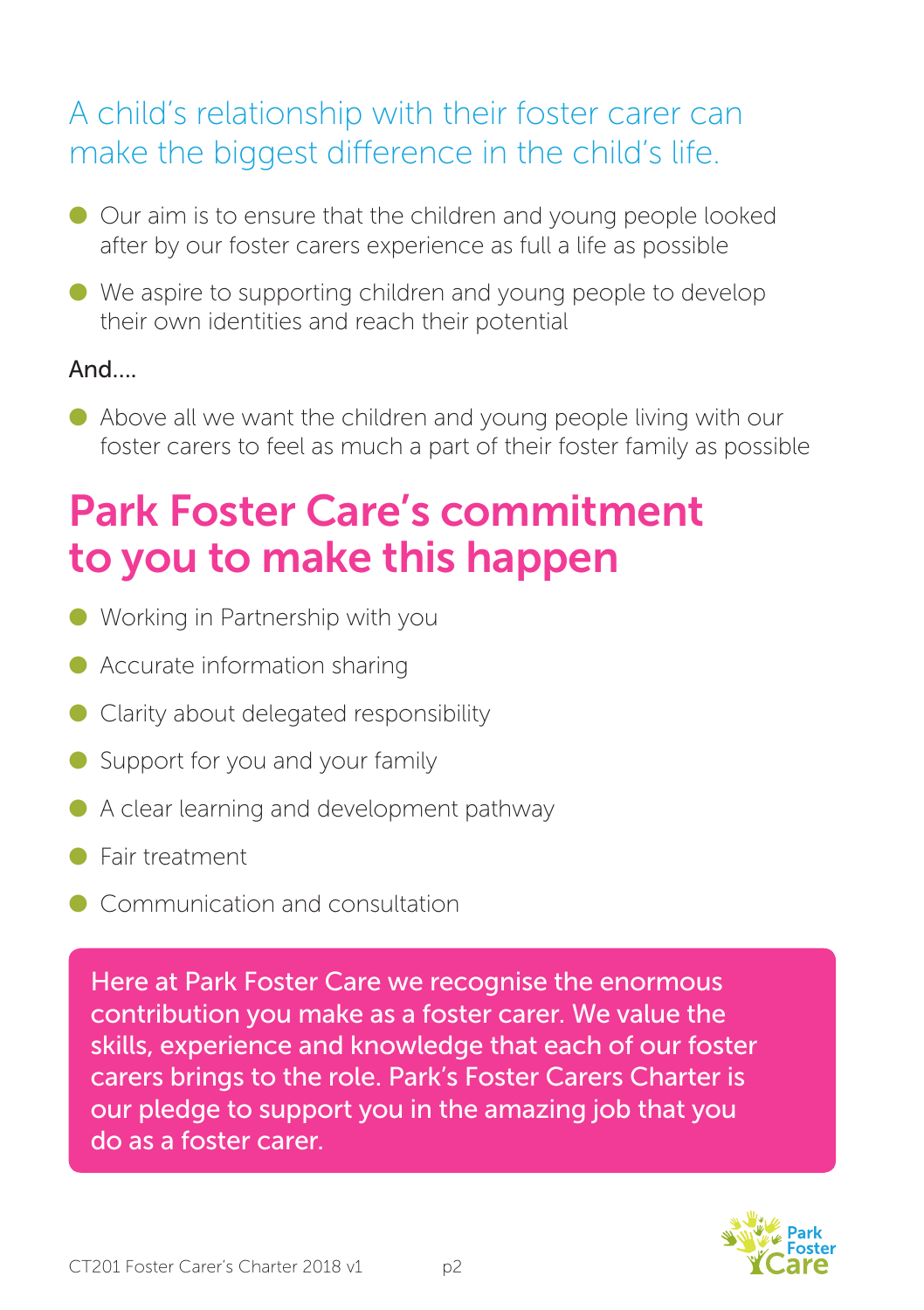## A child's relationship with their foster carer can make the biggest difference in the child's life.

- Our aim is to ensure that the children and young people looked after by our foster carers experience as full a life as possible
- We aspire to supporting children and young people to develop their own identities and reach their potential

And....

- Above all we want the children and young people living with our foster carers to feel as much a part of their foster family as possible

# Park Foster Care's commitment to you to make this happen

- Working in Partnership with you
- Accurate information sharing
- Clarity about delegated responsibility
- Support for you and your family
- A clear learning and development pathway
- Fair treatment
- Communication and consultation

Here at Park Foster Care we recognise the enormous contribution you make as a foster carer. We value the skills, experience and knowledge that each of our foster carers brings to the role. Park's Foster Carers Charter is our pledge to support you in the amazing job that you do as a foster carer.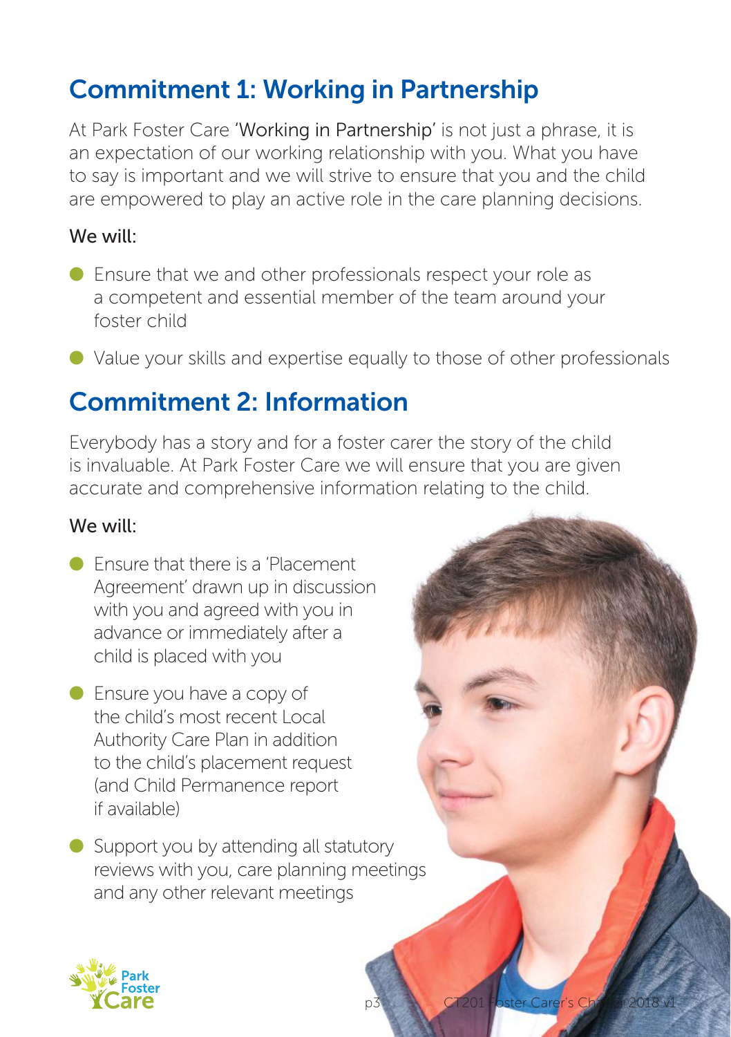## Commitment 1: Working in Partnership

At Park Foster Care 'Working in Partnership' is not just a phrase, it is an expectation of our working relationship with you. What you have to say is important and we will strive to ensure that you and the child are empowered to play an active role in the care planning decisions.

We will:

- Ensure that we and other professionals respect your role as a competent and essential member of the team around your foster child
- Value your skills and expertise equally to those of other professionals

## Commitment 2: Information

Everybody has a story and for a foster carer the story of the child is invaluable. At Park Foster Care we will ensure that you are given accurate and comprehensive information relating to the child.

We will:

- Ensure that there is a 'Placement Agreement' drawn up in discussion with you and agreed with you in advance or immediately after a child is placed with you
- Ensure you have a copy of the child's most recent Local Authority Care Plan in addition to the child's placement request (and Child Permanence report if available)
- Support you by attending all statutory reviews with you, care planning meetings and any other relevant meetings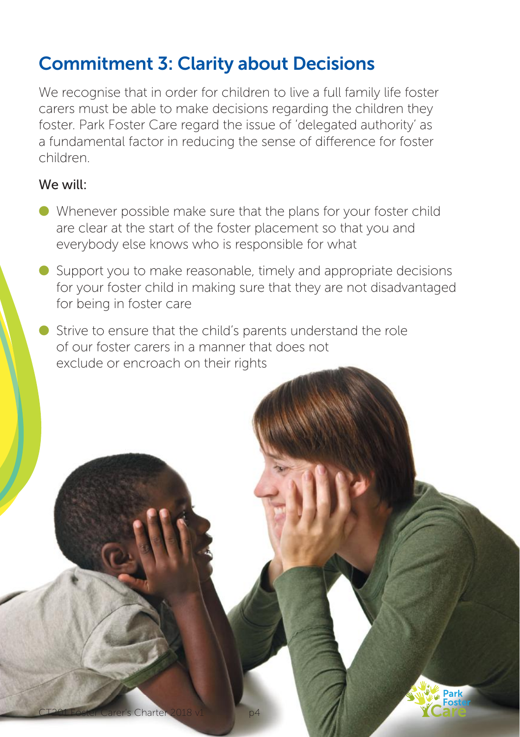## Commitment 3: Clarity about Decisions

We recognise that in order for children to live a full family life foster carers must be able to make decisions regarding the children they foster. Park Foster Care regard the issue of 'delegated authority' as a fundamental factor in reducing the sense of difference for foster children.

### We will:

- Whenever possible make sure that the plans for your foster child are clear at the start of the foster placement so that you and everybody else knows who is responsible for what
- Support you to make reasonable, timely and appropriate decisions for your foster child in making sure that they are not disadvantaged for being in foster care
- Strive to ensure that the child's parents understand the role of our foster carers in a manner that does not exclude or encroach on their rights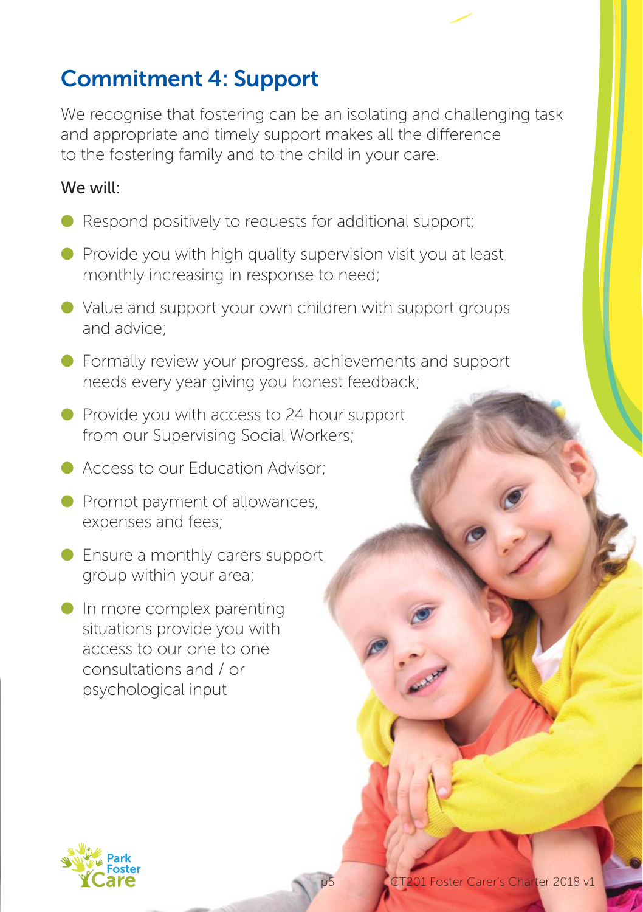## Commitment 4: Support

We recognise that fostering can be an isolating and challenging task and appropriate and timely support makes all the difference to the fostering family and to the child in your care.

### We will:

- Respond positively to requests for additional support;
- Provide you with high quality supervision visit you at least monthly increasing in response to need;
- Value and support your own children with support groups and advice;
- Formally review your progress, achievements and support needs every year giving you honest feedback;
- Provide you with access to 24 hour support from our Supervising Social Workers;
- Access to our Education Advisor;
- Prompt payment of allowances, expenses and fees;
- Ensure a monthly carers support group within your area;
- In more complex parenting situations provide you with access to our one to one consultations and / or psychological input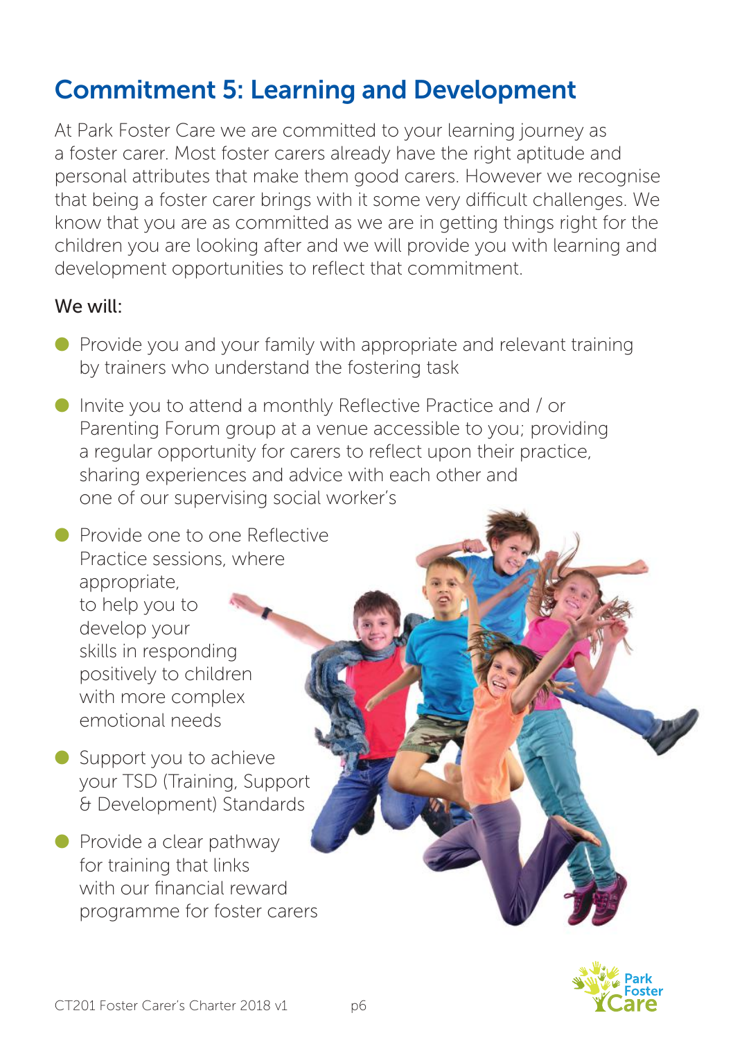## Commitment 5: Learning and Development

At Park Foster Care we are committed to your learning journey as a foster carer. Most foster carers already have the right aptitude and personal attributes that make them good carers. However we recognise that being a foster carer brings with it some very difficult challenges. We know that you are as committed as we are in getting things right for the children you are looking after and we will provide you with learning and development opportunities to reflect that commitment.

We will:

- Provide you and your family with appropriate and relevant training by trainers who understand the fostering task
- Invite you to attend a monthly Reflective Practice and / or Parenting Forum group at a venue accessible to you; providing a regular opportunity for carers to reflect upon their practice, sharing experiences and advice with each other and one of our supervising social worker's
- Provide one to one Reflective Practice sessions, where appropriate, to help you to develop your skills in responding positively to children with more complex emotional needs
- Support you to achieve your TSD (Training, Support & Development) Standards
- Provide a clear pathway for training that links with our financial reward programme for foster carers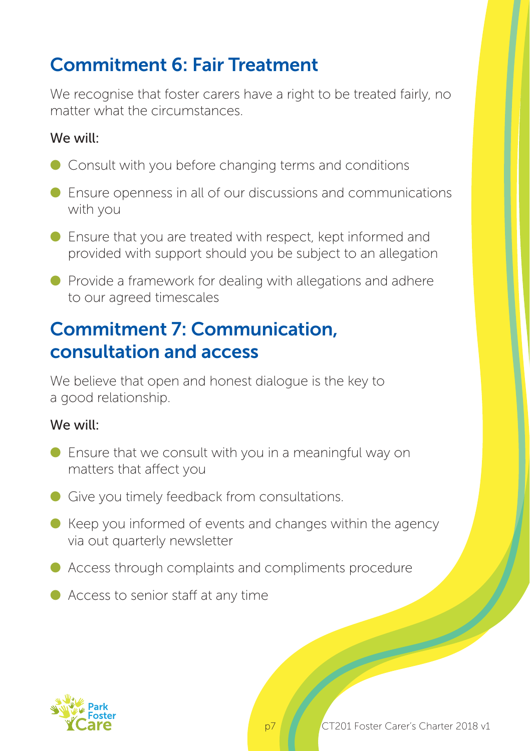## Commitment 6: Fair Treatment

We recognise that foster carers have a right to be treated fairly, no matter what the circumstances.

We will:

- Consult with you before changing terms and conditions
- Ensure openness in all of our discussions and communications with you
- Ensure that you are treated with respect, kept informed and provided with support should you be subject to an allegation
- Provide a framework for dealing with allegations and adhere to our agreed timescales

## Commitment 7: Communication, consultation and access

We believe that open and honest dialogue is the key to a good relationship.

We will:

- Ensure that we consult with you in a meaningful way on matters that affect you
- Give you timely feedback from consultations.
- Keep you informed of events and changes within the agency via out quarterly newsletter
- Access through complaints and compliments procedure
- Access to senior staff at any time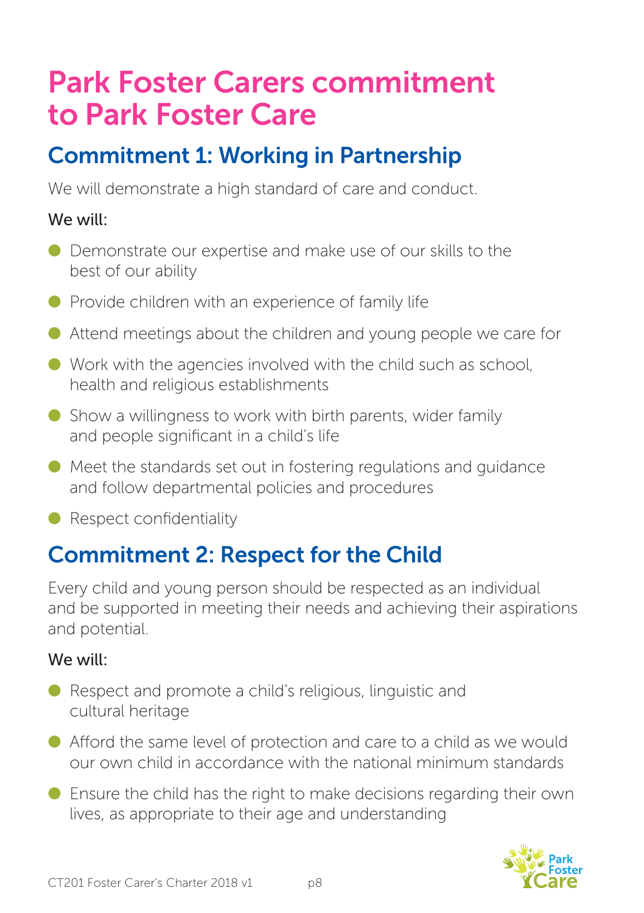# Park Foster Carers commitment to Park Foster Care

## Commitment 1: Working in Partnership

We will demonstrate a high standard of care and conduct.

We will:

- Demonstrate our expertise and make use of our skills to the best of our ability
- Provide children with an experience of family life
- Attend meetings about the children and young people we care for
- Work with the agencies involved with the child such as school, health and religious establishments
- Show a willingness to work with birth parents, wider family and people significant in a child's life
- Meet the standards set out in fostering regulations and guidance and follow departmental policies and procedures
- Respect confidentiality

## Commitment 2: Respect for the Child

Every child and young person should be respected as an individual and be supported in meeting their needs and achieving their aspirations and potential.

We will:

- Respect and promote a child's religious, linguistic and cultural heritage
- Afford the same level of protection and care to a child as we would our own child in accordance with the national minimum standards
- Ensure the child has the right to make decisions regarding their own lives, as appropriate to their age and understanding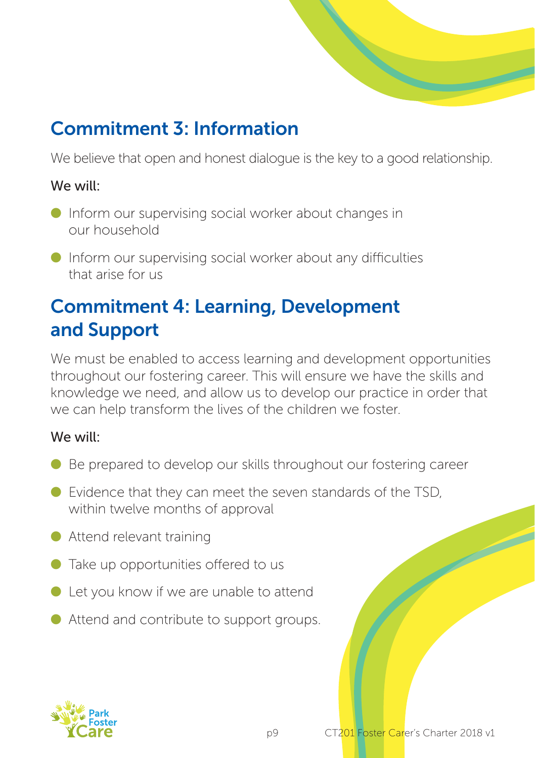## Commitment 3: Information

We believe that open and honest dialogue is the key to a good relationship.

We will:

- Inform our supervising social worker about changes in our household
- Inform our supervising social worker about any difficulties that arise for us

## Commitment 4: Learning, Development and Support

We must be enabled to access learning and development opportunities throughout our fostering career. This will ensure we have the skills and knowledge we need, and allow us to develop our practice in order that we can help transform the lives of the children we foster.

We will:

- Be prepared to develop our skills throughout our fostering career
- Evidence that they can meet the seven standards of the TSD, within twelve months of approval
- Attend relevant training
- Take up opportunities offered to us
- Let you know if we are unable to attend
- Attend and contribute to support groups.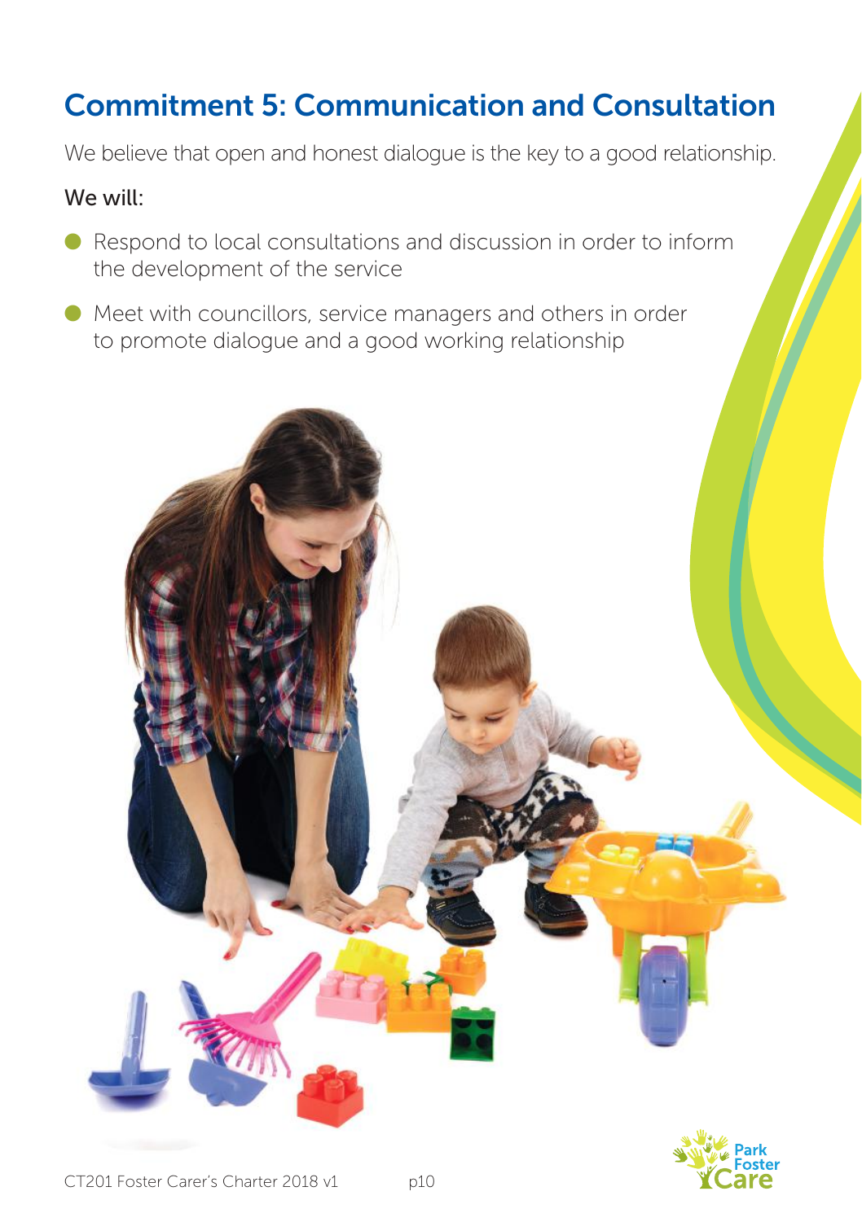## Commitment 5: Communication and Consultation

We believe that open and honest dialogue is the key to a good relationship.

We will:

- Respond to local consultations and discussion in order to inform the development of the service
- Meet with councillors, service managers and others in order to promote dialogue and a good working relationship